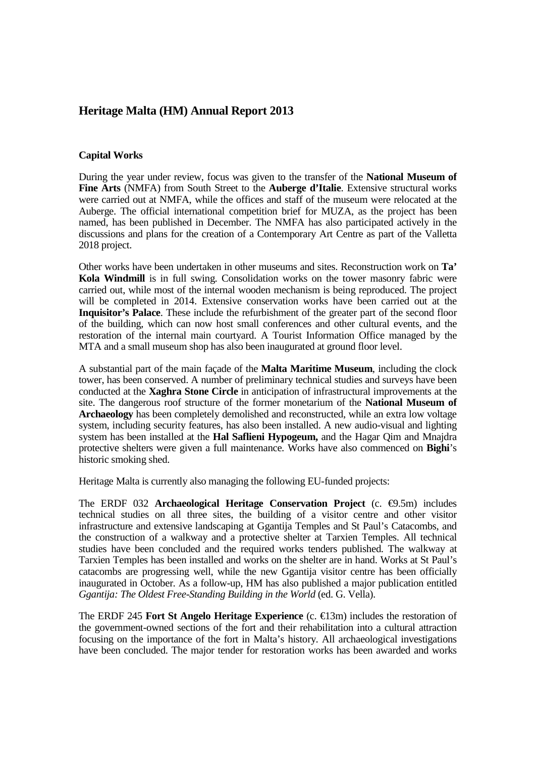# Heritage Malta (HM) Annual Report 2013

## Capital Works

During the year under review, focus was given to the transfer of the **National Museum of Fine Arts** (NMFA) from South Street to the **Auberge d'Italie**. Extensive structural works were carried out at NMFA, while the offices and staff of the museum were relocated at the Auberge. The official international competition brief for MUZA, as the project has been named, has been published in December. The NMFA has also participated actively in the discussions and plans for the creation of a Contemporary Art Centre as part of the Valletta 2018 project.

Other works have been undertaken in other museums and sites. Reconstruction work on **Ta' Kola Windmill** is in full swing. Consolidation works on the tower masonry fabric were carried out, while most of the internal wooden mechanism is being reproduced. The project will be completed in 2014. Extensive conservation works have been carried out at the **Inquisitor's Palace**. These include the refurbishment of the greater part of the second floor of the building, which can now host small conferences and other cultural events, and the restoration of the internal main courtyard. A Tourist Information Office managed by the MTA and a small museum shop has also been inaugurated at ground floor level.

A substantial part of the main façade of the **Malta Maritime Museum**, including the clock tower, has been conserved. A number of preliminary technical studies and surveys have been conducted at the **Xaghra Stone Circle** in anticipation of infrastructural improvements at the site. The dangerous roof structure of the former monetarium of the **National Museum of Archaeology** has been completely demolished and reconstructed, while an extra low voltage system, including security features, has also been installed. A new audio-visual and lighting system has been installed at the **Hal Saflieni Hypogeum,** and the Hagar Qim and Mnajdra protective shelters were given a full maintenance. Works have also commenced on **Bighi**'s historic smoking shed.

Heritage Malta is currently also managing the following EU-funded projects:

The ERDF 032 **Archaeological Heritage Conservation Project** (c. €9.5m) includes technical studies on all three sites, the building of a visitor centre and other visitor infrastructure and extensive landscaping at Ggantija Temples and St Paul's Catacombs, and the construction of a walkway and a protective shelter at Tarxien Temples. All technical studies have been concluded and the required works tenders published. The walkway at Tarxien Temples has been installed and works on the shelter are in hand. Works at St Paul's catacombs are progressing well, while the new Ggantija visitor centre has been officially inaugurated in October. As a follow-up, HM has also published a major publication entitled *Ggantija: The Oldest Free-Standing Building in the World* (ed. G. Vella).

The ERDF 245 **Fort St Angelo Heritage Experience** (c. €13m) includes the restoration of the government-owned sections of the fort and their rehabilitation into a cultural attraction focusing on the importance of the fort in Malta's history. All archaeological investigations have been concluded. The major tender for restoration works has been awarded and works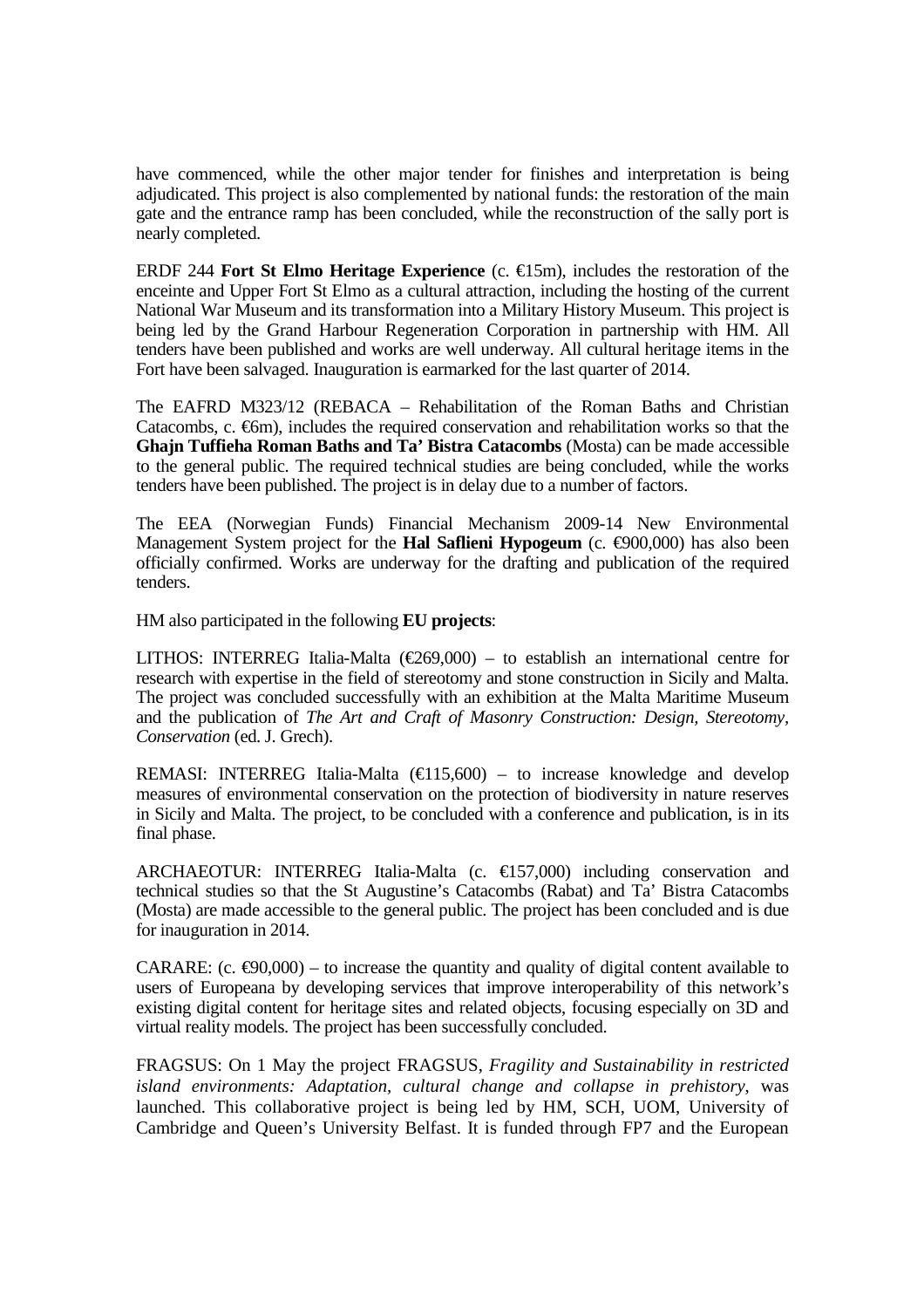have commenced, while the other major tender for finishes and interpretation is being adjudicated. This project is also complemented by national funds: the restoration of the main gate and the entrance ramp has been concluded, while the reconstruction of the sally port is nearly completed.

ERDF 244 **Fort St Elmo Heritage Experience** (c. €15m), includes the restoration of the enceinte and Upper Fort St Elmo as a cultural attraction, including the hosting of the current National War Museum and its transformation into a Military History Museum. This project is being led by the Grand Harbour Regeneration Corporation in partnership with HM. All tenders have been published and works are well underway. All cultural heritage items in the Fort have been salvaged. Inauguration is earmarked for the last quarter of 2014.

The EAFRD M323/12 (REBACA – Rehabilitation of the Roman Baths and Christian Catacombs, c. €6m), includes the required conservation and rehabilitation works so that the **Ghajn Tuffieha Roman Baths and Ta' Bistra Catacombs** (Mosta) can be made accessible to the general public. The required technical studies are being concluded, while the works tenders have been published. The project is in delay due to a number of factors.

The EEA (Norwegian Funds) Financial Mechanism 2009-14 New Environmental Management System project for the **Hal Saflieni Hypogeum** (c. €900,000) has also been officially confirmed. Works are underway for the drafting and publication of the required tenders.

HM also participated in the following **EU projects**:

LITHOS: INTERREG Italia-Malta (€269,000) – to establish an international centre for research with expertise in the field of stereotomy and stone construction in Sicily and Malta. The project was concluded successfully with an exhibition at the Malta Maritime Museum and the publication of *The Art and Craft of Masonry Construction: Design, Stereotomy, Conservation* (ed. J. Grech).

REMASI: INTERREG Italia-Malta (€115,600) – to increase knowledge and develop measures of environmental conservation on the protection of biodiversity in nature reserves in Sicily and Malta. The project, to be concluded with a conference and publication, is in its final phase.

ARCHAEOTUR: INTERREG Italia-Malta (c. €157,000) including conservation and technical studies so that the St Augustine's Catacombs (Rabat) and Ta' Bistra Catacombs (Mosta) are made accessible to the general public. The project has been concluded and is due for inauguration in 2014.

CARARE: (c. €90,000) – to increase the quantity and quality of digital content available to users of Europeana by developing services that improve interoperability of this network's existing digital content for heritage sites and related objects, focusing especially on 3D and virtual reality models. The project has been successfully concluded.

FRAGSUS: On 1 May the project FRAGSUS, *Fragility and Sustainability in restricted island environments: Adaptation, cultural change and collapse in prehistory*, was launched. This collaborative project is being led by HM, SCH, UOM, University of Cambridge and Queen's University Belfast. It is funded through FP7 and the European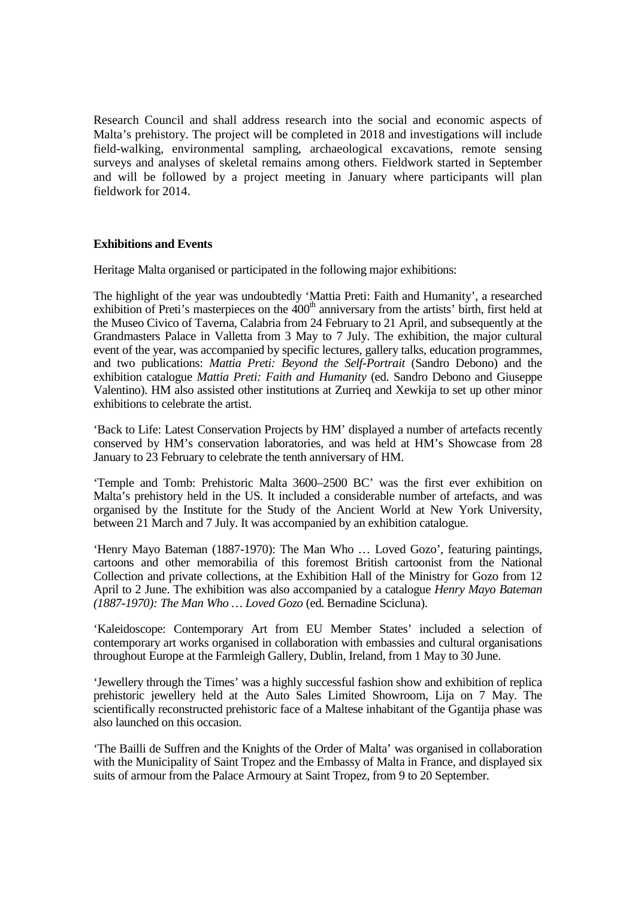Research Council and shall address research into the social and economic aspects of Malta's prehistory. The project will be completed in 2018 and investigations will include field-walking, environmental sampling, archaeological excavations, remote sensing surveys and analyses of skeletal remains among others. Fieldwork started in September and will be followed by a project meeting in January where participants will plan fieldwork for 2014.

**Exhibitions and Events**

Heritage Malta organised or participated in the following major exhibitions:

The highlight of the year was undoubtedly 'Mattia Preti: Faith and Humanity', a researched exhibition of Preti's masterpieces on the 400th anniversary from the artists' birth, first held at the Museo Civico of Taverna, Calabria from 24 February to 21 April, and subsequently at the Grandmasters Palace in Valletta from 3 May to 7 July. The exhibition, the major cultural event of the year, was accompanied by specific lectures, gallery talks, education programmes, and two publications: *Mattia Preti: Beyond the Self-Portrait* (Sandro Debono) and the exhibition catalogue *Mattia Preti: Faith and Humanity* (ed. Sandro Debono and Giuseppe Valentino). HM also assisted other institutions at Zurrieq and Xewkija to set up other minor exhibitions to celebrate the artist.

'Back to Life: Latest Conservation Projects by HM' displayed a number of artefacts recently conserved by HM's conservation laboratories, and was held at HM's Showcase from 28 January to 23 February to celebrate the tenth anniversary of HM.

'Temple and Tomb: Prehistoric Malta 3600–2500 BC' was the first ever exhibition on Malta's prehistory held in the US. It included a considerable number of artefacts, and was organised by the Institute for the Study of the Ancient World at New York University, between 21 March and 7 July. It was accompanied by an exhibition catalogue.

'Henry Mayo Bateman (1887-1970): The Man Who … Loved Gozo', featuring paintings, cartoons and other memorabilia of this foremost British cartoonist from the National Collection and private collections, at the Exhibition Hall of the Ministry for Gozo from 12 April to 2 June. The exhibition was also accompanied by a catalogue *Henry Mayo Bateman (1887-1970): The Man Who … Loved Gozo* (ed. Bernadine Scicluna).

'Kaleidoscope: Contemporary Art from EU Member States' included a selection of contemporary art works organised in collaboration with embassies and cultural organisations throughout Europe at the Farmleigh Gallery, Dublin, Ireland, from 1 May to 30 June.

'Jewellery through the Times' was a highly successful fashion show and exhibition of replica prehistoric jewellery held at the Auto Sales Limited Showroom, Lija on 7 May. The scientifically reconstructed prehistoric face of a Maltese inhabitant of the Ggantija phase was also launched on this occasion.

'The Bailli de Suffren and the Knights of the Order of Malta' was organised in collaboration with the Municipality of Saint Tropez and the Embassy of Malta in France, and displayed six suits of armour from the Palace Armoury at Saint Tropez, from 9 to 20 September.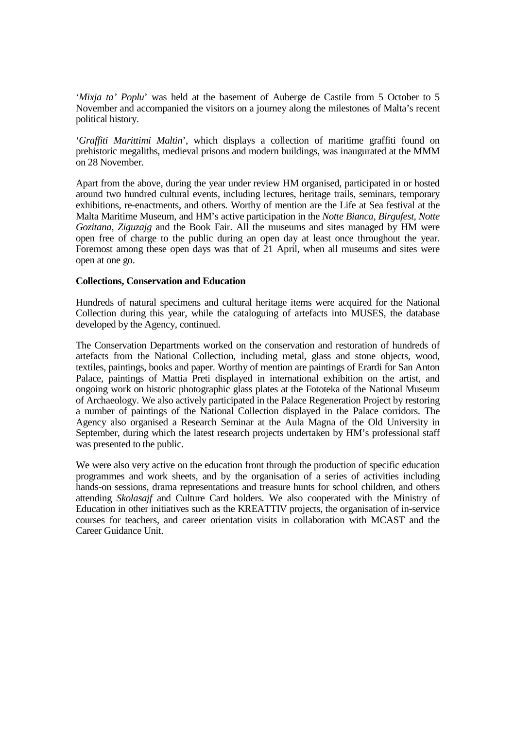'*Mixja ta' Poplu*' was held at the basement of Auberge de Castile from 5 October to 5 November and accompanied the visitors on a journey along the milestones of Malta's recent political history.

'*Graffiti Marittimi Maltin*', which displays a collection of maritime graffiti found on prehistoric megaliths, medieval prisons and modern buildings, was inaugurated at the MMM on 28 November.

Apart from the above, during the year under review HM organised, participated in or hosted around two hundred cultural events, including lectures, heritage trails, seminars, temporary exhibitions, re-enactments, and others. Worthy of mention are the Life at Sea festival at the Malta Maritime Museum, and HM's active participation in the *Notte Bianca*, *Birgufest*, *Notte Gozitana*, *Ziguzajg* and the Book Fair. All the museums and sites managed by HM were open free of charge to the public during an open day at least once throughout the year. Foremost among these open days was that of 21 April, when all museums and sites were open at one go.

**Collections, Conservation and Education**

Hundreds of natural specimens and cultural heritage items were acquired for the National Collection during this year, while the cataloguing of artefacts into MUSES, the database developed by the Agency, continued.

The Conservation Departments worked on the conservation and restoration of hundreds of artefacts from the National Collection, including metal, glass and stone objects, wood, textiles, paintings, books and paper. Worthy of mention are paintings of Erardi for San Anton Palace, paintings of Mattia Preti displayed in international exhibition on the artist, and ongoing work on historic photographic glass plates at the Fototeka of the National Museum of Archaeology. We also actively participated in the Palace Regeneration Project by restoring a number of paintings of the National Collection displayed in the Palace corridors. The Agency also organised a Research Seminar at the Aula Magna of the Old University in September, during which the latest research projects undertaken by HM's professional staff was presented to the public.

We were also very active on the education front through the production of specific education programmes and work sheets, and by the organisation of a series of activities including hands-on sessions, drama representations and treasure hunts for school children, and others attending *Skolasajf* and Culture Card holders. We also cooperated with the Ministry of Education in other initiatives such as the KREATTIV projects, the organisation of in-service courses for teachers, and career orientation visits in collaboration with MCAST and the Career Guidance Unit.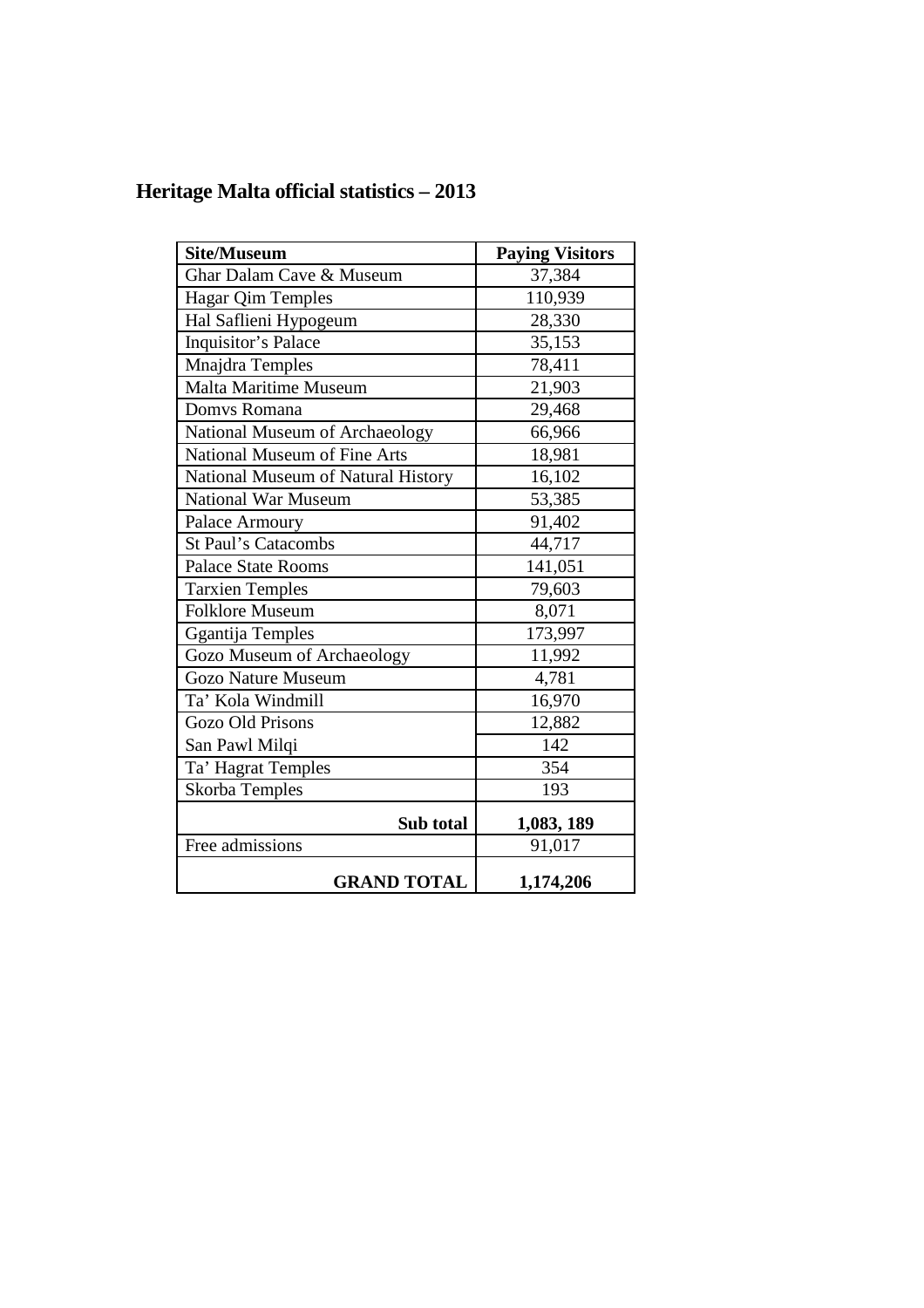## Heritage Malta official statistics – 2013

| Site/Museum | Paying Visitors |
|---|---|
| Ghar Dalam Cave & Museum | 37,384 |
| Hagar Qim Temples | 110,939 |
| Hal Saflieni Hypogeum | 28,330 |
| Inquisitor’s Palace | 35,153 |
| Mnajdra Temples | 78,411 |
| Malta Maritime Museum | 21,903 |
| Domvs Romana | 29,468 |
| National Museum of Archaeology | 66,966 |
| National Museum of Fine Arts | 18,981 |
| National Museum of Natural History | 16,102 |
| National War Museum | 53,385 |
| Palace Armoury | 91,402 |
| St Paul’s Catacombs | 44,717 |
| Palace State Rooms | 141,051 |
| Tarxien Temples | 79,603 |
| Folklore Museum | 8,071 |
| Ggantija Temples | 173,997 |
| Gozo Museum of Archaeology | 11,992 |
| Gozo Nature Museum | 4,781 |
| Ta’ Kola Windmill | 16,970 |
| Gozo Old Prisons | 12,882 |
| San Pawl Milqi | 142 |
| Ta’ Hagrat Temples | 354 |
| Skorba Temples | 193 |
| **Sub total** | **1,083, 189** |
| Free admissions | 91,017 |
| **GRAND TOTAL** | **1,174,206** |